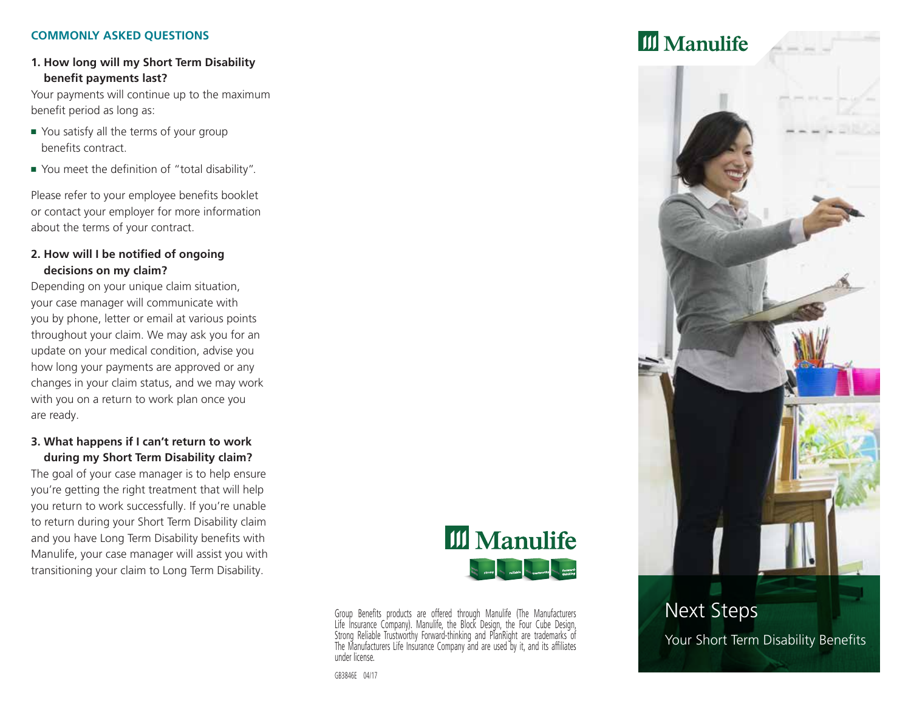## COMMONLY ASKED QUESTIONS

**1. How long will my Short Term Disability benefit payments last?**

Your payments will continue up to the maximum benefit period as long as:

- You satisfy all the terms of your group benefits contract.
- You meet the definition of "total disability".

Please refer to your employee benefits booklet or contact your employer for more information about the terms of your contract.

**2. How will I be notified of ongoing decisions on my claim?**

Depending on your unique claim situation, your case manager will communicate with you by phone, letter or email at various points throughout your claim. We may ask you for an update on your medical condition, advise you how long your payments are approved or any changes in your claim status, and we may work with you on a return to work plan once you are ready.

**3. What happens if I can't return to work during my Short Term Disability claim?**

The goal of your case manager is to help ensure you're getting the right treatment that will help you return to work successfully. If you're unable to return during your Short Term Disability claim and you have Long Term Disability benefits with Manulife, your case manager will assist you with transitioning your claim to Long Term Disability.

Manulife

strong reliable trustworthy forward-thinking

Group Benefits products are offered through Manulife (The Manufacturers Life Insurance Company). Manulife, the Block Design, the Four Cube Design, Strong Reliable Trustworthy Forward-thinking and PlanRight are trademarks of The Manufacturers Life Insurance Company and are used by it, and its affiliates under license.

GB3846E 04/17

Manulife

# Next Steps

## Your Short Term Disability Benefits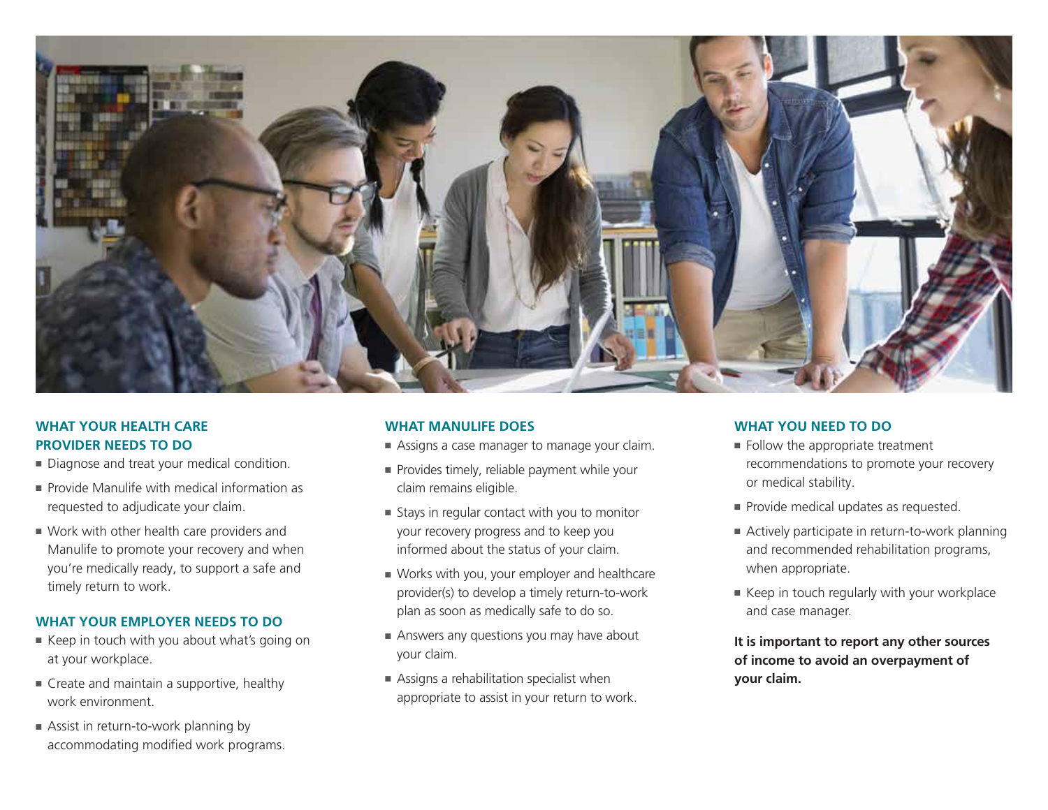## WHAT YOUR HEALTH CARE PROVIDER NEEDS TO DO

- Diagnose and treat your medical condition.
- Provide Manulife with medical information as requested to adjudicate your claim.
- Work with other health care providers and Manulife to promote your recovery and when you're medically ready, to support a safe and timely return to work.

## WHAT YOUR EMPLOYER NEEDS TO DO

- Keep in touch with you about what's going on at your workplace.
- Create and maintain a supportive, healthy work environment.
- Assist in return-to-work planning by accommodating modified work programs.

## WHAT MANULIFE DOES

- Assigns a case manager to manage your claim.
- Provides timely, reliable payment while your claim remains eligible.
- Stays in regular contact with you to monitor your recovery progress and to keep you informed about the status of your claim.
- Works with you, your employer and healthcare provider(s) to develop a timely return-to-work plan as soon as medically safe to do so.
- Answers any questions you may have about your claim.
- Assigns a rehabilitation specialist when appropriate to assist in your return to work.

## WHAT YOU NEED TO DO

- Follow the appropriate treatment recommendations to promote your recovery or medical stability.
- Provide medical updates as requested.
- Actively participate in return-to-work planning and recommended rehabilitation programs, when appropriate.
- Keep in touch regularly with your workplace and case manager.

**It is important to report any other sources of income to avoid an overpayment of your claim.**